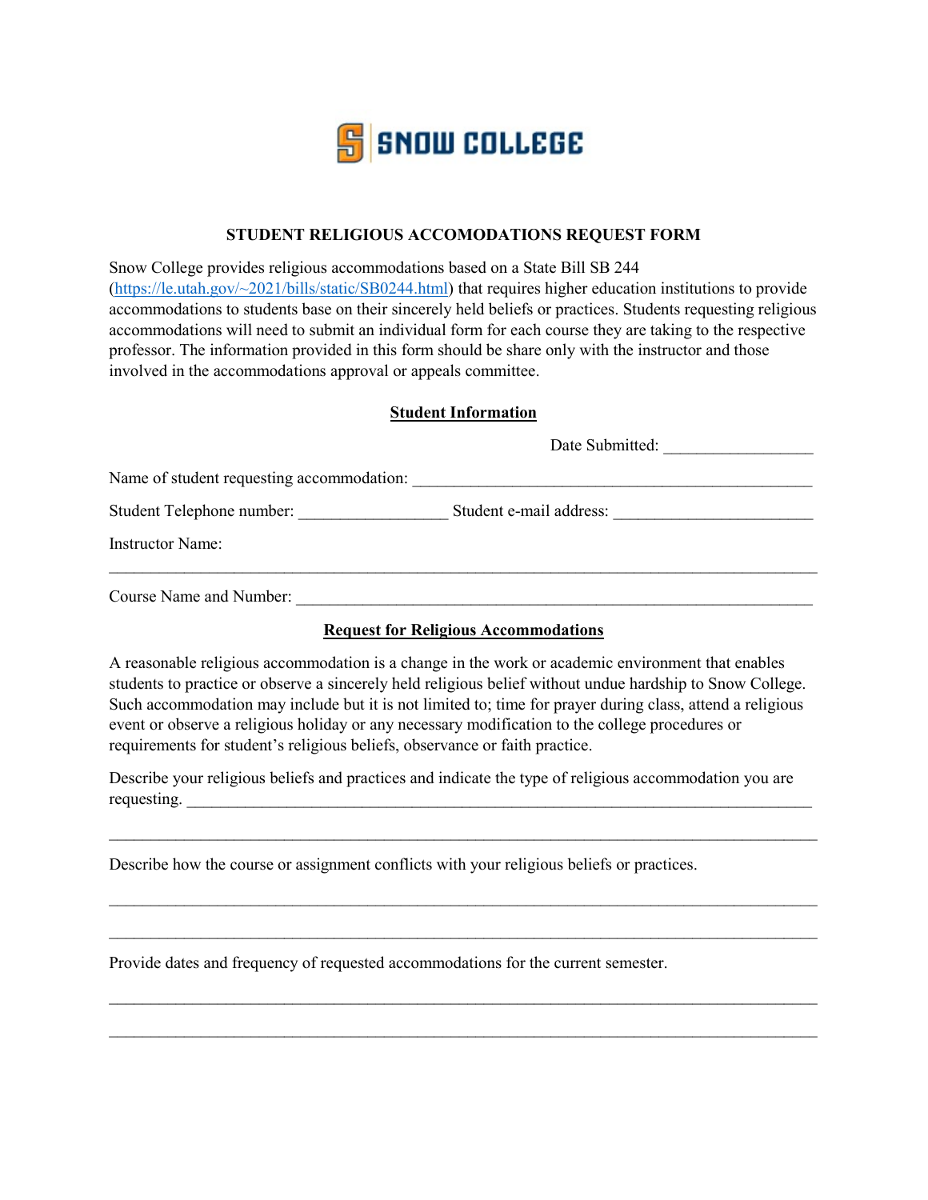SNOW COLLEGE

## STUDENT RELIGIOUS ACCOMODATIONS REQUEST FORM

Snow College provides religious accommodations based on a State Bill SB 244 (https://le.utah.gov/~2021/bills/static/SB0244.html) that requires higher education institutions to provide accommodations to students base on their sincerely held beliefs or practices. Students requesting religious accommodations will need to submit an individual form for each course they are taking to the respective professor. The information provided in this form should be share only with the instructor and those involved in the accommodations approval or appeals committee.

### Student Information

Date Submitted: ________________

Name of student requesting accommodation: ______________________________________________

Student Telephone number: ________________ Student e-mail address: ______________________

Instructor Name:

_____________________________________________________________________________

Course Name and Number: _________________________________________________________

### Request for Religious Accommodations

A reasonable religious accommodation is a change in the work or academic environment that enables students to practice or observe a sincerely held religious belief without undue hardship to Snow College. Such accommodation may include but it is not limited to; time for prayer during class, attend a religious event or observe a religious holiday or any necessary modification to the college procedures or requirements for student's religious beliefs, observance or faith practice.

Describe your religious beliefs and practices and indicate the type of religious accommodation you are requesting. ______________________________________________________________________

_____________________________________________________________________________

Describe how the course or assignment conflicts with your religious beliefs or practices.

_____________________________________________________________________________

_____________________________________________________________________________

Provide dates and frequency of requested accommodations for the current semester.

_____________________________________________________________________________

_____________________________________________________________________________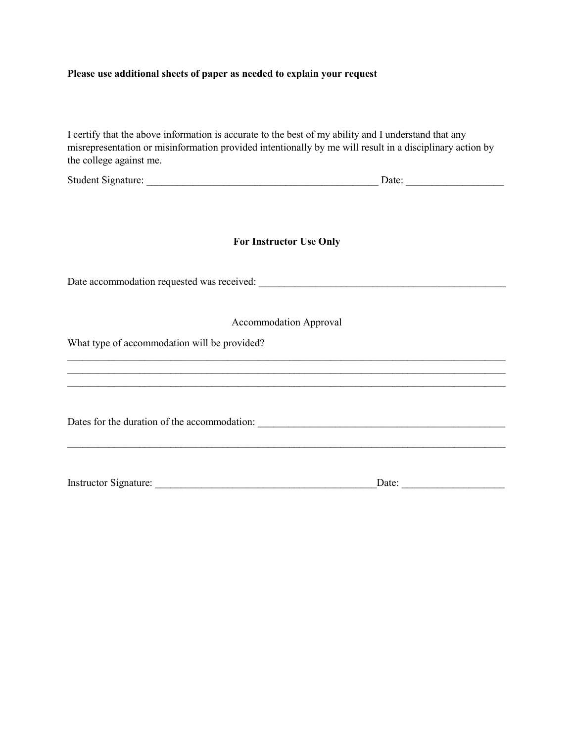**Please use additional sheets of paper as needed to explain your request**

I certify that the above information is accurate to the best of my ability and I understand that any misrepresentation or misinformation provided intentionally by me will result in a disciplinary action by the college against me.

Student Signature: _____________________________________________ Date: ___________________

## For Instructor Use Only

Date accommodation requested was received: __________________________________________________

Accommodation Approval

What type of accommodation will be provided?

_____________________________________________________________________________________

_____________________________________________________________________________________

_____________________________________________________________________________________

Dates for the duration of the accommodation: __________________________________________________

_____________________________________________________________________________________

Instructor Signature: ___________________________________________Date: ___________________